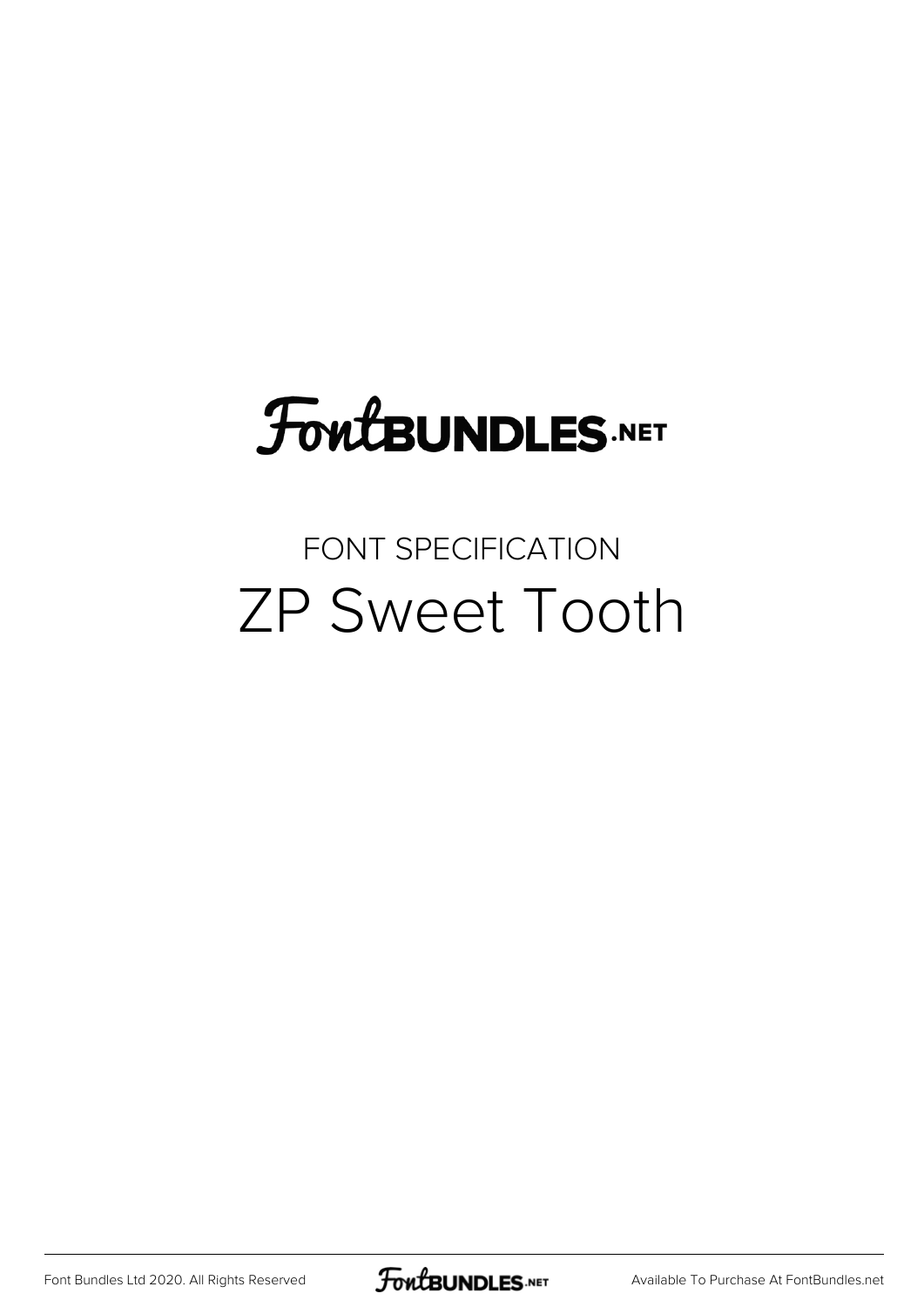FontBUNDLES.NET

FONT SPECIFICATION

# ZP Sweet Tooth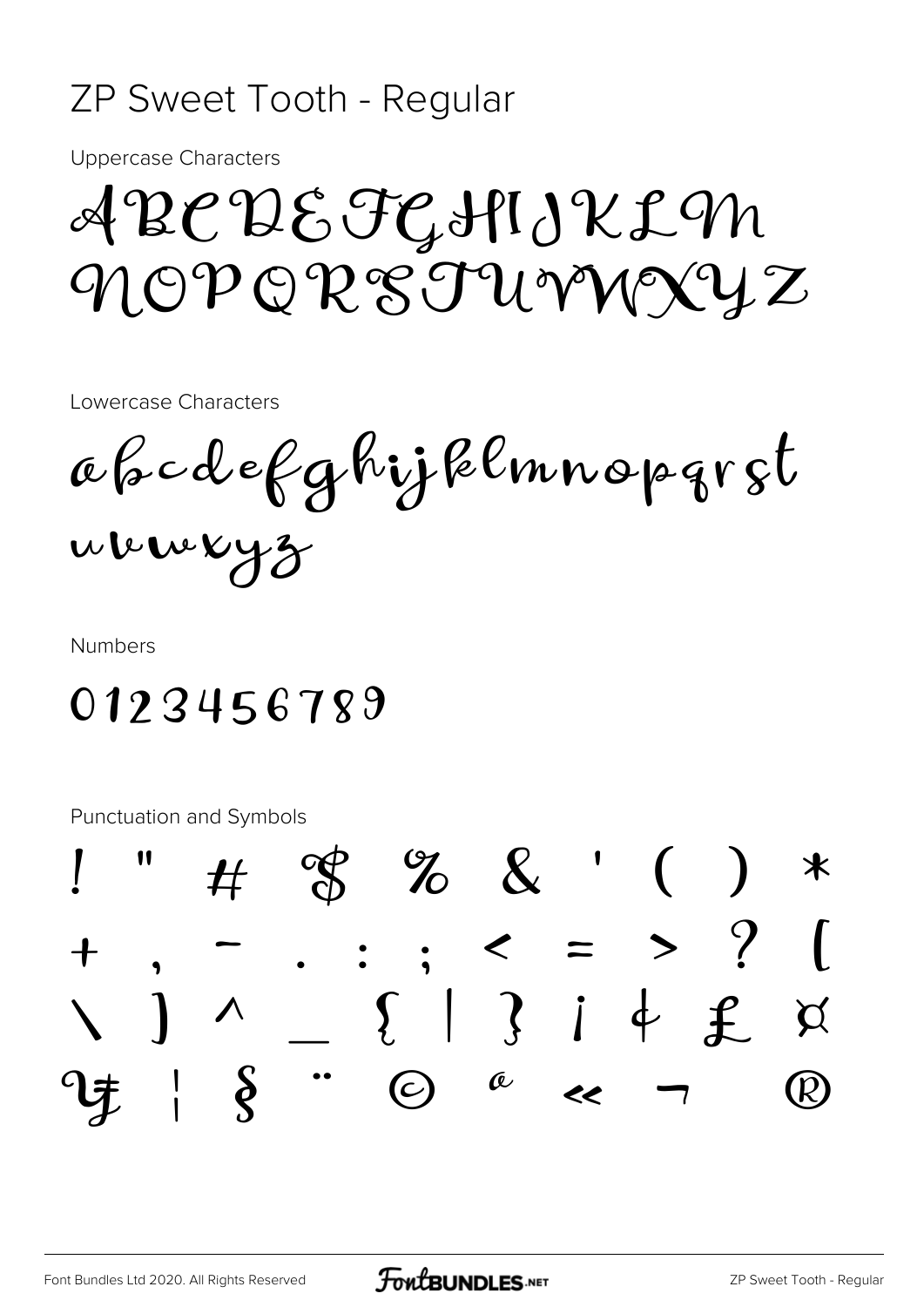# ZP Sweet Tooth - Regular

Uppercase Characters

ABCDEFGHIJKLM
NOPQRSTUVWXYZ

Lowercase Characters

abcdefghijklmnopqrst
uvwxyz

Numbers

0123456789

Punctuation and Symbols

! " # $ % & ' ( ) *
+ , - . : ; < = > ? [
\ ] ^ _ { | } ¡ ¢ £ ¤
¥ ¦ § ¨ © ª « ¬ ®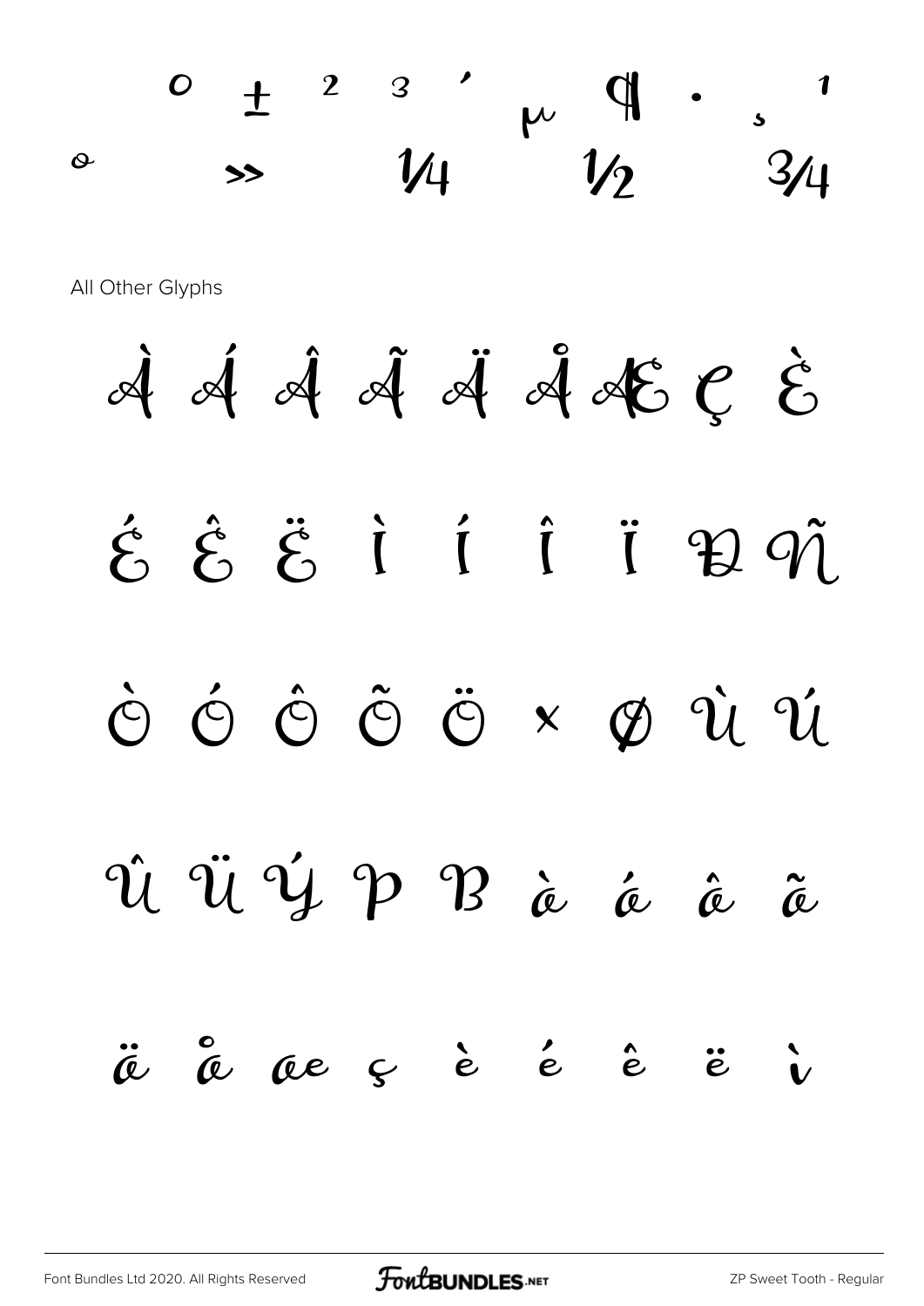° ± ² ³ ´ µ ¶ · ¸ ¹
º » ¼ ½ ¾

All Other Glyphs

À Á Â Ã Ä Å Æ Ç È

É Ê Ë Ì Í Î Ï Ð Ñ

Ò Ó Ô Õ Ö × Ø Ù Ú

Û Ü Ý Þ ß à á â ã

ä å æ ç è é ê ë ì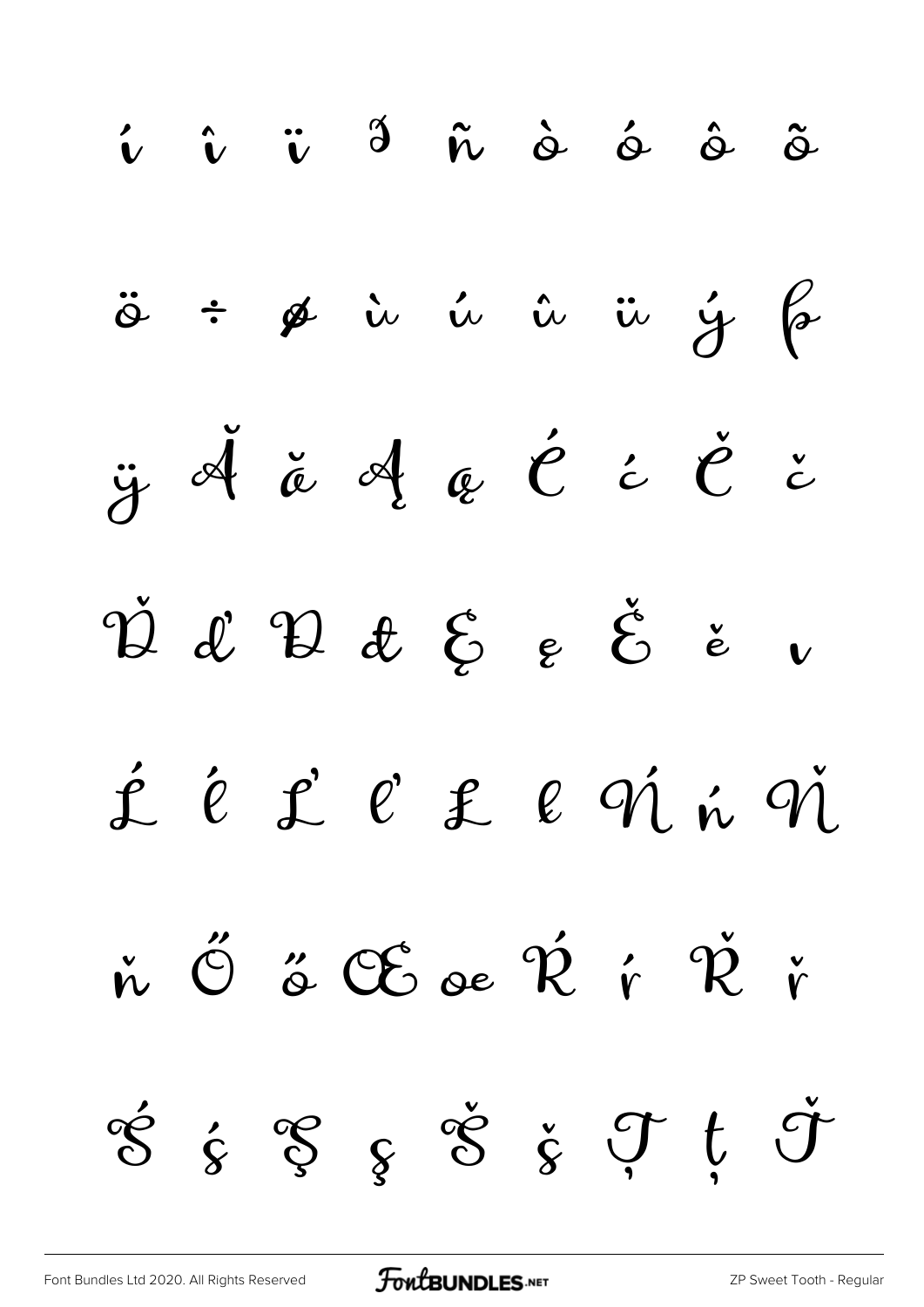í î ï ð ñ ò ó ô õ

ö ÷ ø ù ú û ü ý þ

ÿ Ă ă Ą ą Ć ć Č č

Ď ď Đ đ Ę ę Ě ě ı

Ĺ ĺ Ľ ľ Ł ł Ń ń Ň

ň Ő ő Œ œ Ŕ ŕ Ř ř

Ś ś Ş ş Š š Ţ ţ Ť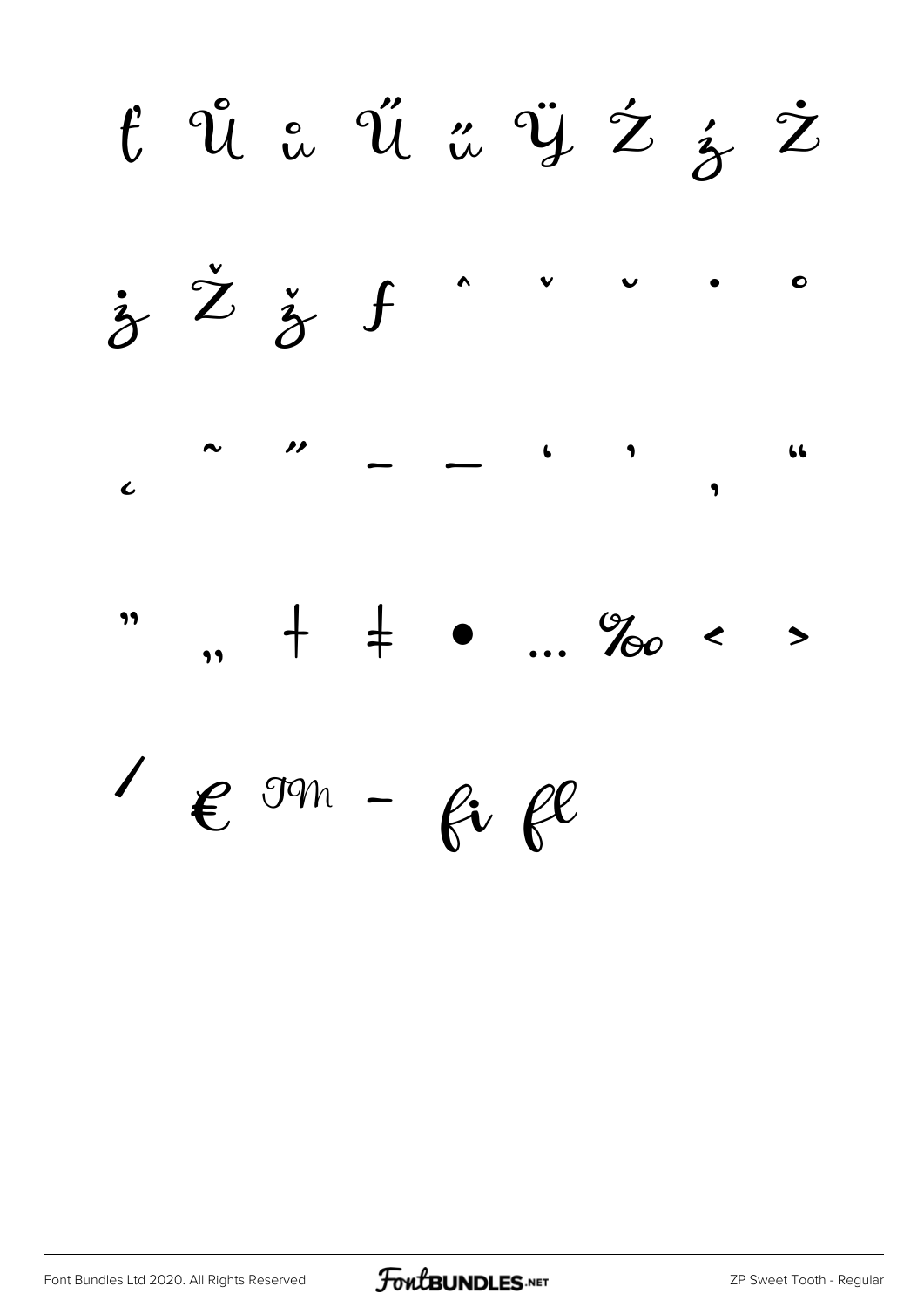ť Ů ů Ű ű Ÿ Ź ź Ż

ż Ž ž ƒ ˆ ˇ ˘ ˙ ˚

˛ ˜ ˝ – — ' ' ‚ "

" „ † ‡ • … ‰ ‹ ›

⁄ € ™ − ﬁ ﬂ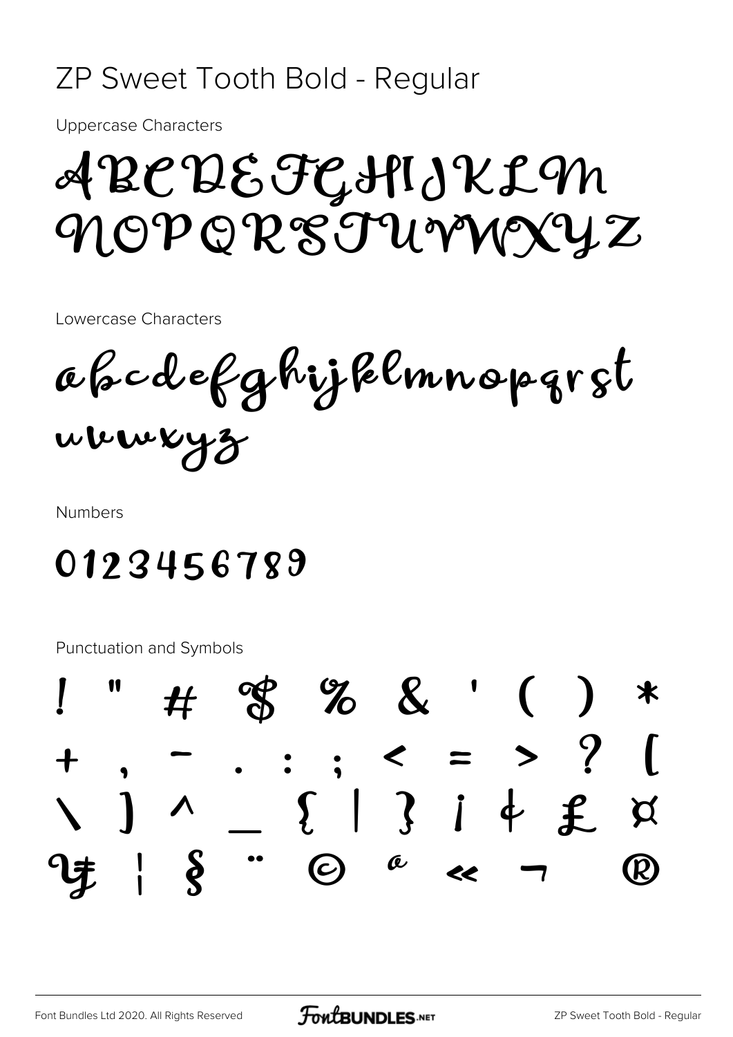# ZP Sweet Tooth Bold - Regular

Uppercase Characters

ABCDEFGHIJKLM
NOPQRSTUVWXYZ

Lowercase Characters

abcdefghijklmnopqrst
uvwxyz

Numbers

0123456789

Punctuation and Symbols

! " # $ % & ' ( ) *
+ , - . : ; < = > ? [
\ ] ^ _ { | } ¡ ¢ £ ¤
¥ ¦ § ¨ © ª « ¬ ®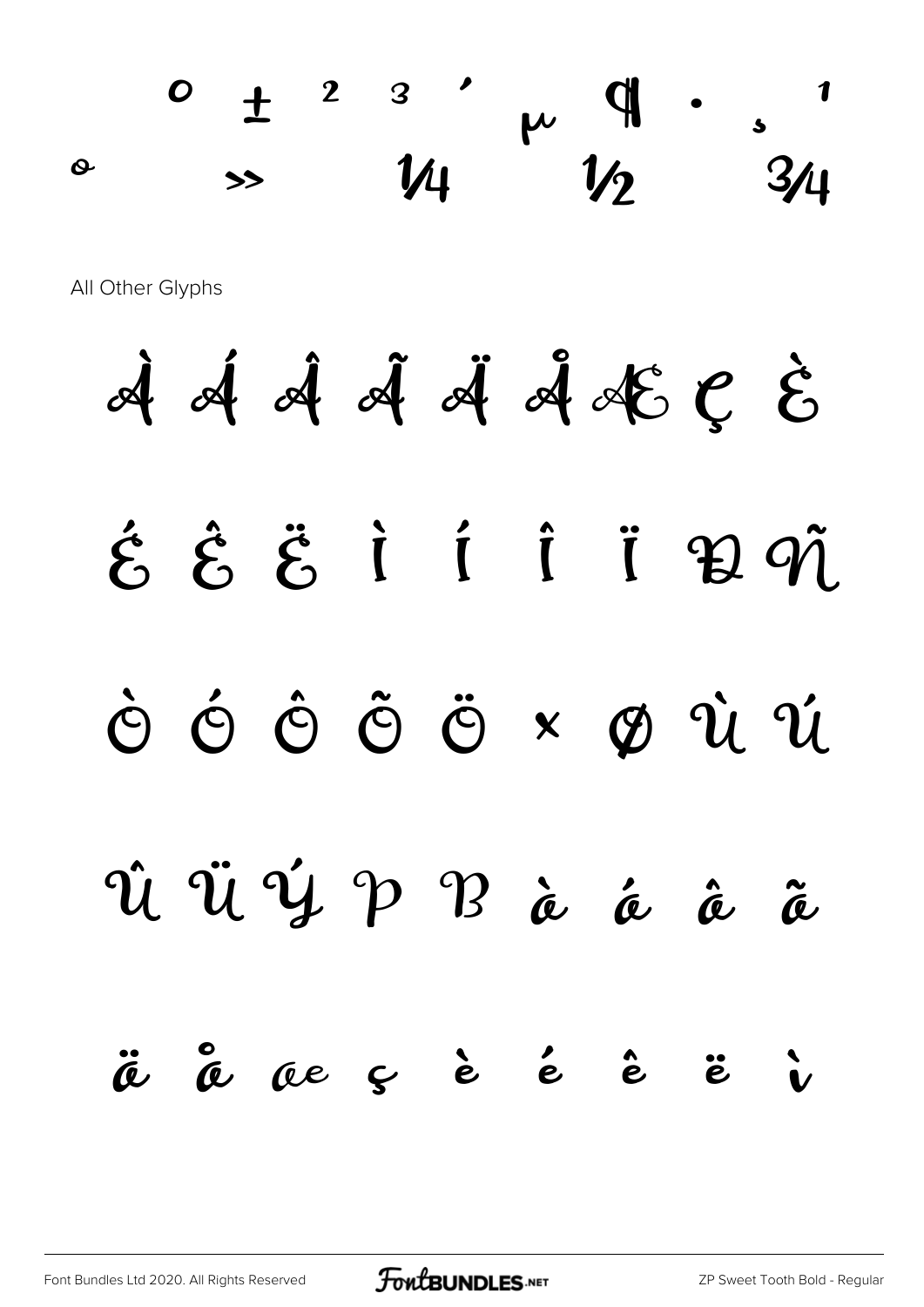º ± ² ³ ´ µ ¶ · ¸ ¹
º » ¼ ½ ¾

All Other Glyphs

À Á Â Ã Ä Å Æ Ç È

É Ê Ë Ì Í Î Ï Ð Ñ

Ò Ó Ô Õ Ö × Ø Ù Ú

Û Ü Ý Þ ß à á â ã

ä å æ ç è é ê ë ì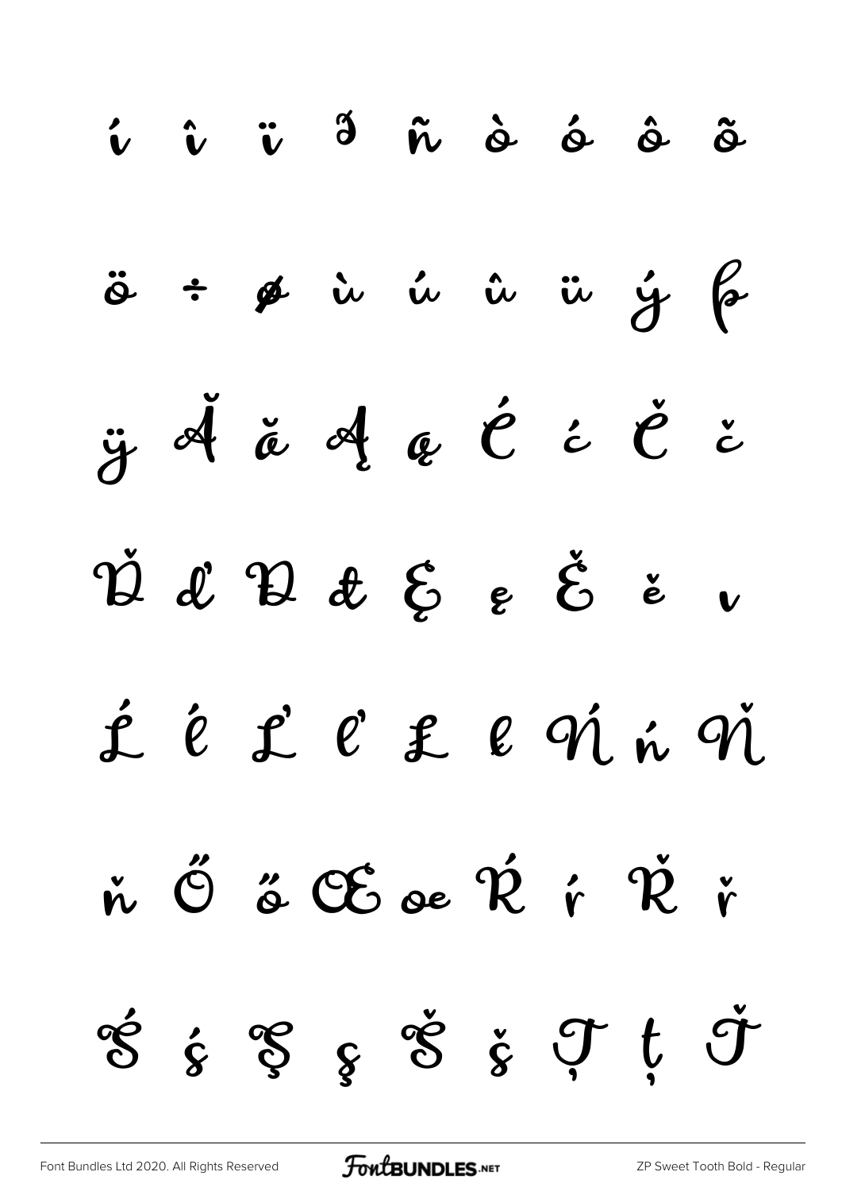í î ï ð ñ ò ó ô õ

ö ÷ ø ù ú û ü ý þ

ÿ Ă ă Ą ą Ć ć Č č

Ď ď Đ đ Ę ę Ě ě ı

Ĺ ĺ Ľ ľ Ł ł Ń ń Ň

ň Ő ő Œ œ Ŕ ŕ Ř ř

Ś ś Ş ş Š š Ţ ţ Ť

Font Bundles Ltd 2020. All Rights Reserved

ZP Sweet Tooth Bold - Regular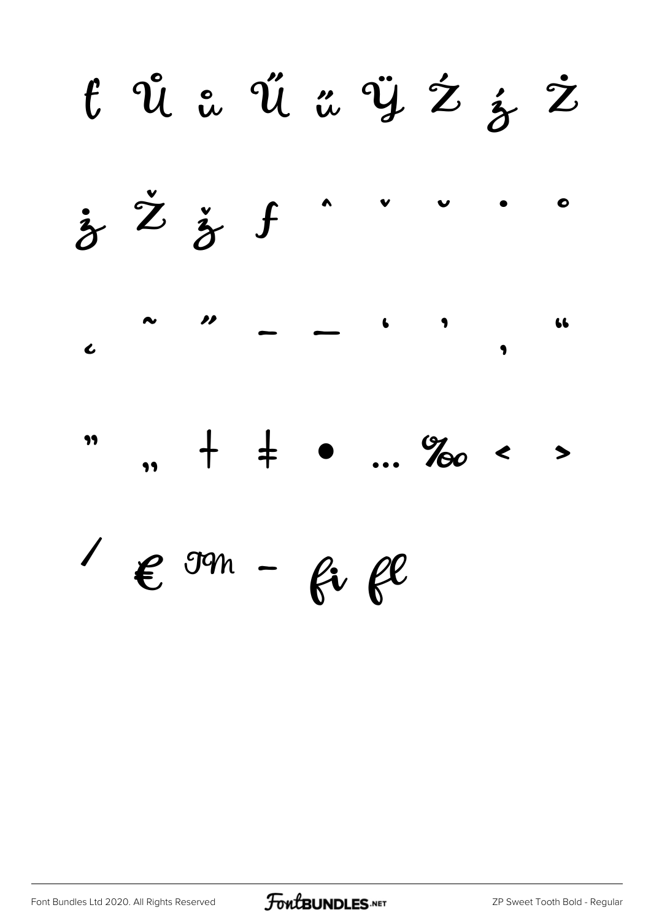ť Ů ů Ű ű Ÿ Ź ź Ż

ż Ž ž ƒ ˆ ˇ ˘ ˙ ˚

˛ ˜ ˝ – — ‘ ’ ‚ “

” „ † ‡ • … ‰ ‹ ›

⁄ € ™ − ﬁ ﬂ